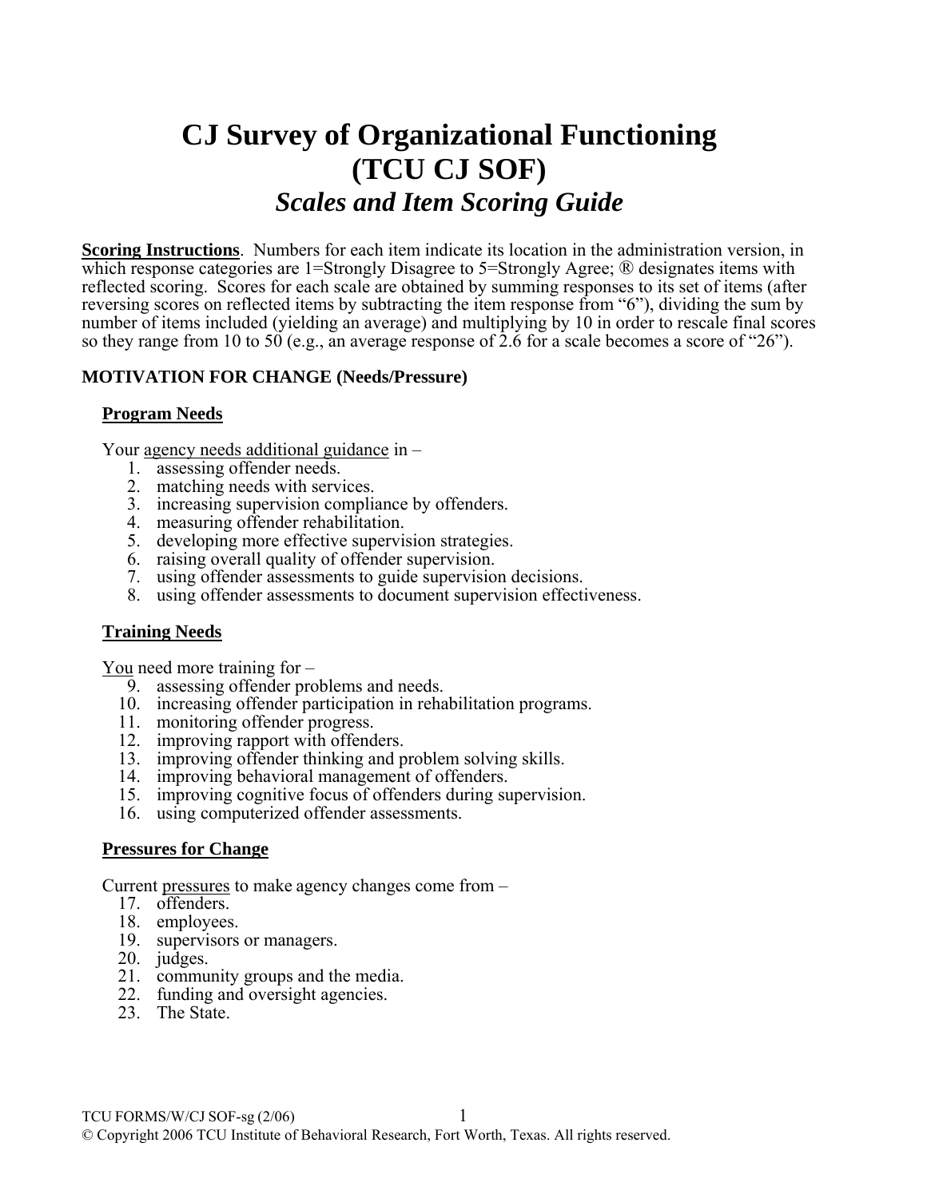# CJ Survey of Organizational Functioning (TCU CJ SOF)

## *Scales and Item Scoring Guide*

**Scoring Instructions**. Numbers for each item indicate its location in the administration version, in which response categories are 1=Strongly Disagree to 5=Strongly Agree; ® designates items with reflected scoring. Scores for each scale are obtained by summing responses to its set of items (after reversing scores on reflected items by subtracting the item response from "6"), dividing the sum by number of items included (yielding an average) and multiplying by 10 in order to rescale final scores so they range from 10 to 50 (e.g., an average response of 2.6 for a scale becomes a score of "26").

**MOTIVATION FOR CHANGE (Needs/Pressure)**

**Program Needs**

Your agency needs additional guidance in –

1. assessing offender needs.
2. matching needs with services.
3. increasing supervision compliance by offenders.
4. measuring offender rehabilitation.
5. developing more effective supervision strategies.
6. raising overall quality of offender supervision.
7. using offender assessments to guide supervision decisions.
8. using offender assessments to document supervision effectiveness.

**Training Needs**

You need more training for –

9. assessing offender problems and needs.
10. increasing offender participation in rehabilitation programs.
11. monitoring offender progress.
12. improving rapport with offenders.
13. improving offender thinking and problem solving skills.
14. improving behavioral management of offenders.
15. improving cognitive focus of offenders during supervision.
16. using computerized offender assessments.

**Pressures for Change**

Current pressures to make agency changes come from –

17. offenders.
18. employees.
19. supervisors or managers.
20. judges.
21. community groups and the media.
22. funding and oversight agencies.
23. The State.

TCU FORMS/W/CJ SOF-sg (2/06)
© Copyright 2006 TCU Institute of Behavioral Research, Fort Worth, Texas. All rights reserved.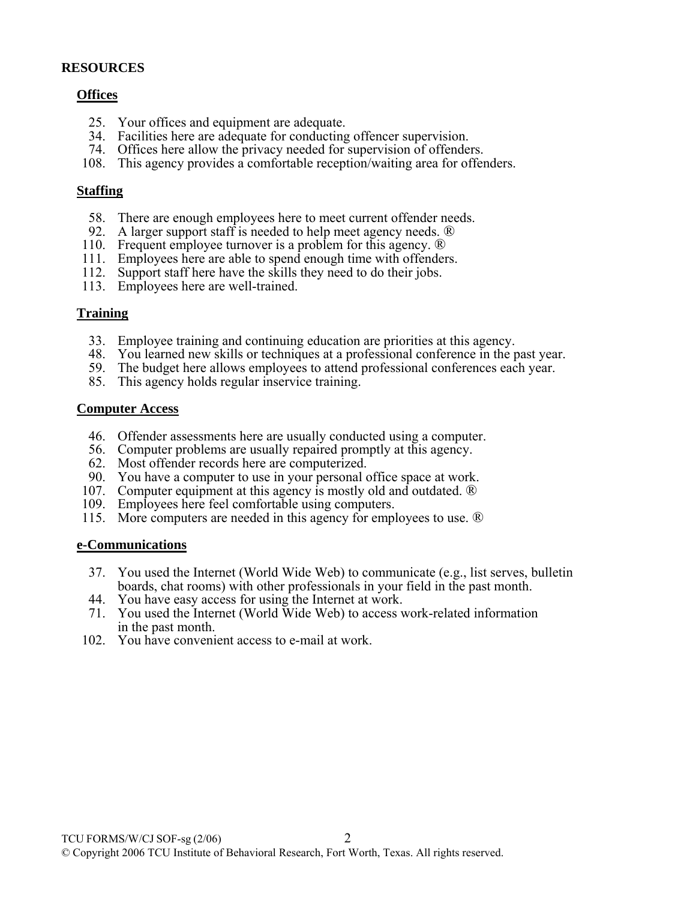## RESOURCES

### Offices

25. Your offices and equipment are adequate.
34. Facilities here are adequate for conducting offencer supervision.
74. Offices here allow the privacy needed for supervision of offenders.
108. This agency provides a comfortable reception/waiting area for offenders.

### Staffing

58. There are enough employees here to meet current offender needs.
92. A larger support staff is needed to help meet agency needs. ®
110. Frequent employee turnover is a problem for this agency. ®
111. Employees here are able to spend enough time with offenders.
112. Support staff here have the skills they need to do their jobs.
113. Employees here are well-trained.

### Training

33. Employee training and continuing education are priorities at this agency.
48. You learned new skills or techniques at a professional conference in the past year.
59. The budget here allows employees to attend professional conferences each year.
85. This agency holds regular inservice training.

### Computer Access

46. Offender assessments here are usually conducted using a computer.
56. Computer problems are usually repaired promptly at this agency.
62. Most offender records here are computerized.
90. You have a computer to use in your personal office space at work.
107. Computer equipment at this agency is mostly old and outdated. ®
109. Employees here feel comfortable using computers.
115. More computers are needed in this agency for employees to use. ®

### e-Communications

37. You used the Internet (World Wide Web) to communicate (e.g., list serves, bulletin boards, chat rooms) with other professionals in your field in the past month.
44. You have easy access for using the Internet at work.
71. You used the Internet (World Wide Web) to access work-related information in the past month.
102. You have convenient access to e-mail at work.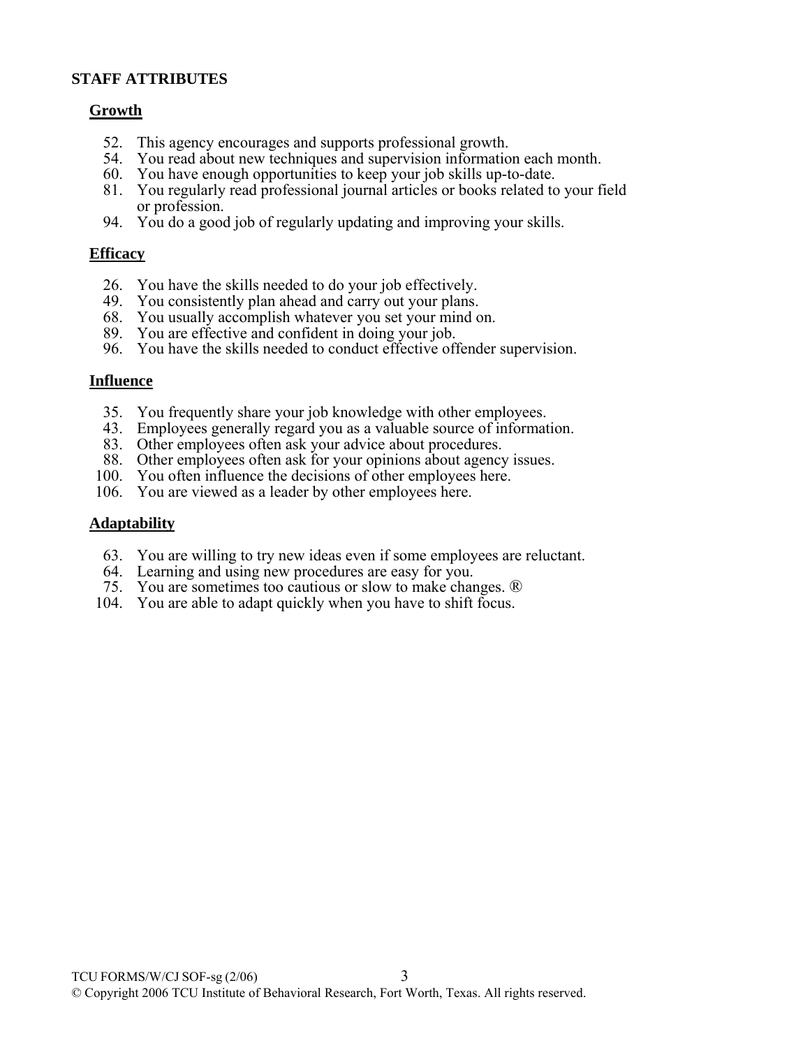## STAFF ATTRIBUTES

### Growth

52. This agency encourages and supports professional growth.
54. You read about new techniques and supervision information each month.
60. You have enough opportunities to keep your job skills up-to-date.
81. You regularly read professional journal articles or books related to your field or profession.
94. You do a good job of regularly updating and improving your skills.

### Efficacy

26. You have the skills needed to do your job effectively.
49. You consistently plan ahead and carry out your plans.
68. You usually accomplish whatever you set your mind on.
89. You are effective and confident in doing your job.
96. You have the skills needed to conduct effective offender supervision.

### Influence

35. You frequently share your job knowledge with other employees.
43. Employees generally regard you as a valuable source of information.
83. Other employees often ask your advice about procedures.
88. Other employees often ask for your opinions about agency issues.
100. You often influence the decisions of other employees here.
106. You are viewed as a leader by other employees here.

### Adaptability

63. You are willing to try new ideas even if some employees are reluctant.
64. Learning and using new procedures are easy for you.
75. You are sometimes too cautious or slow to make changes. ®
104. You are able to adapt quickly when you have to shift focus.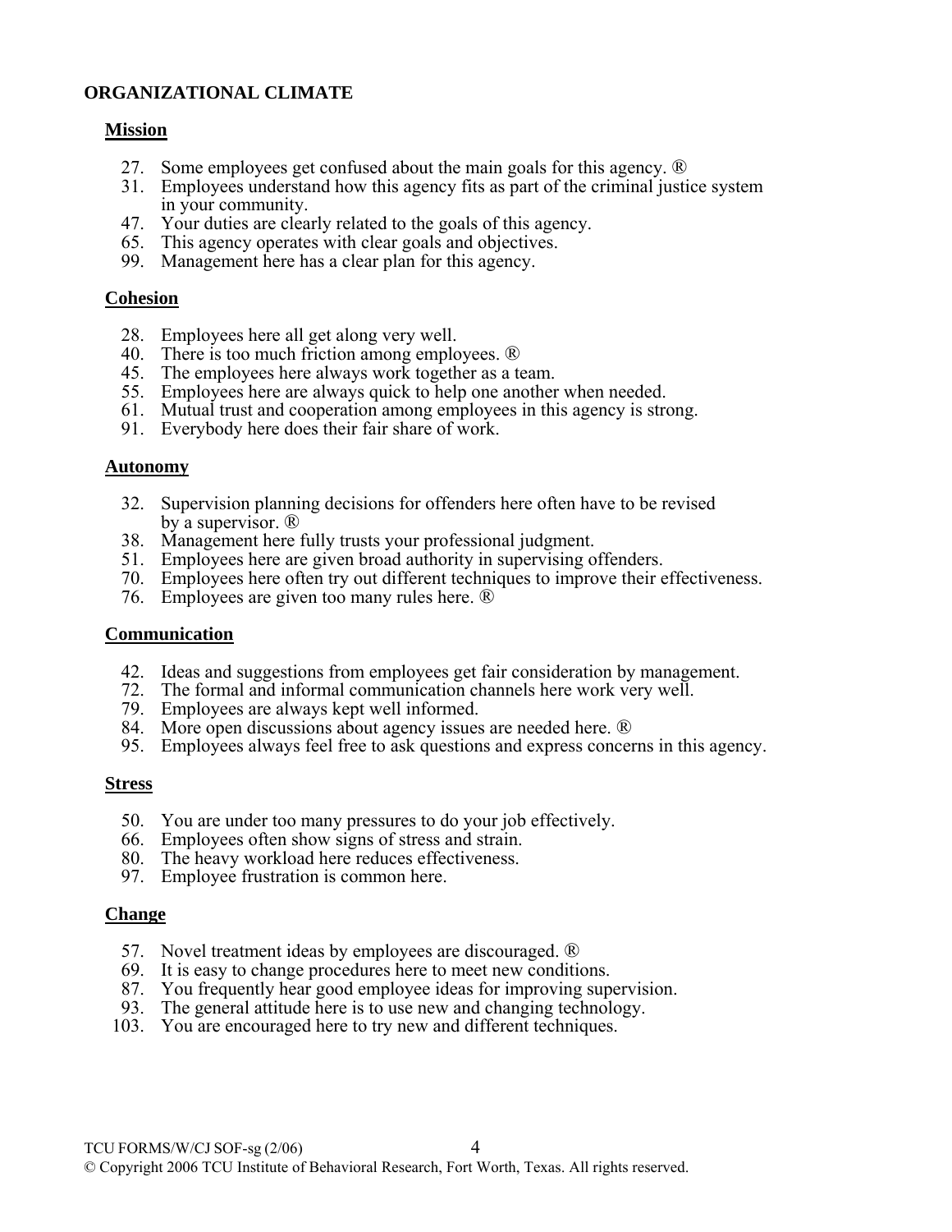## ORGANIZATIONAL CLIMATE

### Mission

27. Some employees get confused about the main goals for this agency. ®
31. Employees understand how this agency fits as part of the criminal justice system in your community.
47. Your duties are clearly related to the goals of this agency.
65. This agency operates with clear goals and objectives.
99. Management here has a clear plan for this agency.

### Cohesion

28. Employees here all get along very well.
40. There is too much friction among employees. ®
45. The employees here always work together as a team.
55. Employees here are always quick to help one another when needed.
61. Mutual trust and cooperation among employees in this agency is strong.
91. Everybody here does their fair share of work.

### Autonomy

32. Supervision planning decisions for offenders here often have to be revised by a supervisor. ®
38. Management here fully trusts your professional judgment.
51. Employees here are given broad authority in supervising offenders.
70. Employees here often try out different techniques to improve their effectiveness.
76. Employees are given too many rules here. ®

### Communication

42. Ideas and suggestions from employees get fair consideration by management.
72. The formal and informal communication channels here work very well.
79. Employees are always kept well informed.
84. More open discussions about agency issues are needed here. ®
95. Employees always feel free to ask questions and express concerns in this agency.

### Stress

50. You are under too many pressures to do your job effectively.
66. Employees often show signs of stress and strain.
80. The heavy workload here reduces effectiveness.
97. Employee frustration is common here.

### Change

57. Novel treatment ideas by employees are discouraged. ®
69. It is easy to change procedures here to meet new conditions.
87. You frequently hear good employee ideas for improving supervision.
93. The general attitude here is to use new and changing technology.
103. You are encouraged here to try new and different techniques.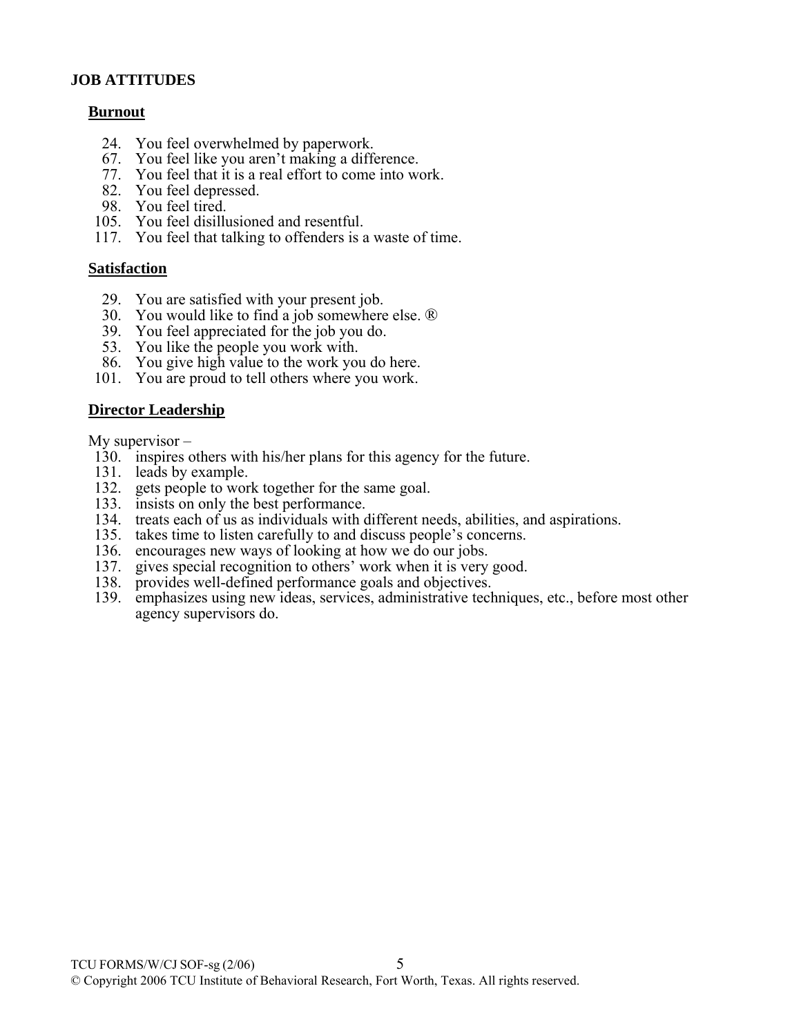## JOB ATTITUDES

### Burnout

24. You feel overwhelmed by paperwork.
67. You feel like you aren't making a difference.
77. You feel that it is a real effort to come into work.
82. You feel depressed.
98. You feel tired.
105. You feel disillusioned and resentful.
117. You feel that talking to offenders is a waste of time.

### Satisfaction

29. You are satisfied with your present job.
30. You would like to find a job somewhere else. ®
39. You feel appreciated for the job you do.
53. You like the people you work with.
86. You give high value to the work you do here.
101. You are proud to tell others where you work.

### Director Leadership

My supervisor –

130. inspires others with his/her plans for this agency for the future.
131. leads by example.
132. gets people to work together for the same goal.
133. insists on only the best performance.
134. treats each of us as individuals with different needs, abilities, and aspirations.
135. takes time to listen carefully to and discuss people's concerns.
136. encourages new ways of looking at how we do our jobs.
137. gives special recognition to others' work when it is very good.
138. provides well-defined performance goals and objectives.
139. emphasizes using new ideas, services, administrative techniques, etc., before most other agency supervisors do.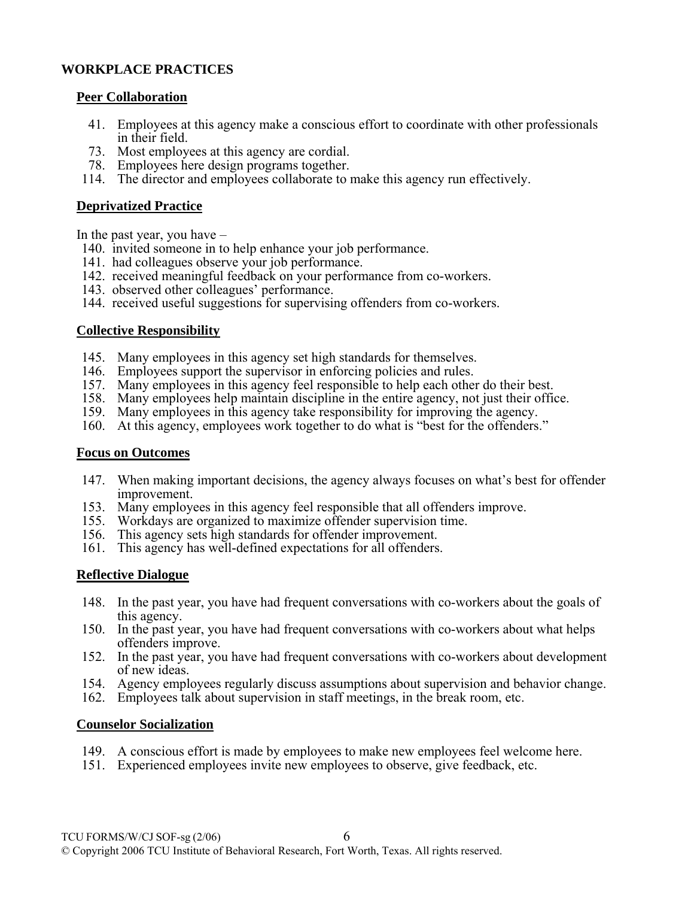## WORKPLACE PRACTICES

### Peer Collaboration

41. Employees at this agency make a conscious effort to coordinate with other professionals in their field.
73. Most employees at this agency are cordial.
78. Employees here design programs together.
114. The director and employees collaborate to make this agency run effectively.

### Deprivatized Practice

In the past year, you have –

140. invited someone in to help enhance your job performance.
141. had colleagues observe your job performance.
142. received meaningful feedback on your performance from co-workers.
143. observed other colleagues' performance.
144. received useful suggestions for supervising offenders from co-workers.

### Collective Responsibility

145. Many employees in this agency set high standards for themselves.
146. Employees support the supervisor in enforcing policies and rules.
157. Many employees in this agency feel responsible to help each other do their best.
158. Many employees help maintain discipline in the entire agency, not just their office.
159. Many employees in this agency take responsibility for improving the agency.
160. At this agency, employees work together to do what is "best for the offenders."

### Focus on Outcomes

147. When making important decisions, the agency always focuses on what's best for offender improvement.
153. Many employees in this agency feel responsible that all offenders improve.
155. Workdays are organized to maximize offender supervision time.
156. This agency sets high standards for offender improvement.
161. This agency has well-defined expectations for all offenders.

### Reflective Dialogue

148. In the past year, you have had frequent conversations with co-workers about the goals of this agency.
150. In the past year, you have had frequent conversations with co-workers about what helps offenders improve.
152. In the past year, you have had frequent conversations with co-workers about development of new ideas.
154. Agency employees regularly discuss assumptions about supervision and behavior change.
162. Employees talk about supervision in staff meetings, in the break room, etc.

### Counselor Socialization

149. A conscious effort is made by employees to make new employees feel welcome here.
151. Experienced employees invite new employees to observe, give feedback, etc.

TCU FORMS/W/CJ SOF-sg (2/06)

© Copyright 2006 TCU Institute of Behavioral Research, Fort Worth, Texas. All rights reserved.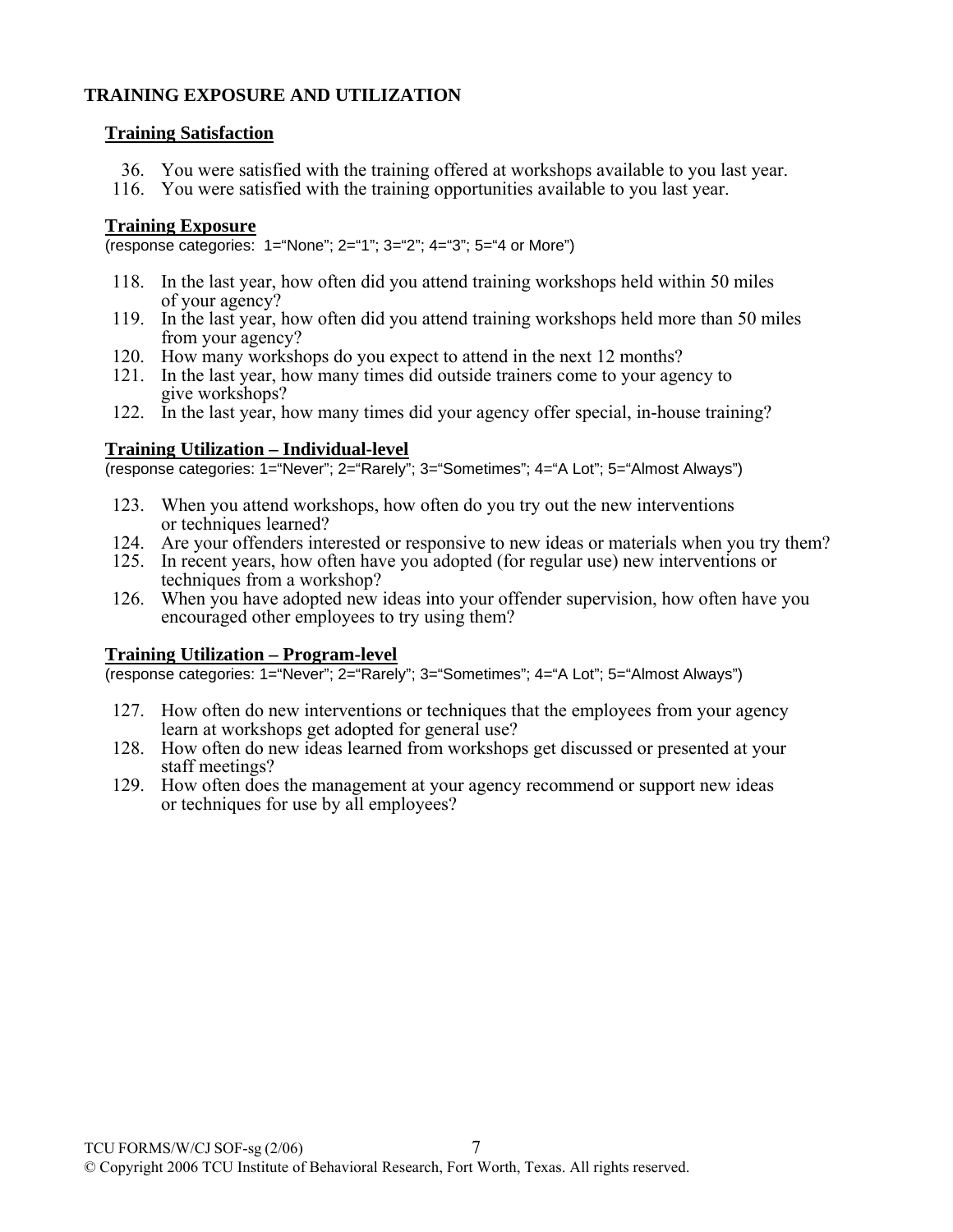## TRAINING EXPOSURE AND UTILIZATION

### Training Satisfaction

36. You were satisfied with the training offered at workshops available to you last year.
116. You were satisfied with the training opportunities available to you last year.

### Training Exposure

(response categories: 1="None"; 2="1"; 3="2"; 4="3"; 5="4 or More")

118. In the last year, how often did you attend training workshops held within 50 miles of your agency?
119. In the last year, how often did you attend training workshops held more than 50 miles from your agency?
120. How many workshops do you expect to attend in the next 12 months?
121. In the last year, how many times did outside trainers come to your agency to give workshops?
122. In the last year, how many times did your agency offer special, in-house training?

### Training Utilization – Individual-level

(response categories: 1="Never"; 2="Rarely"; 3="Sometimes"; 4="A Lot"; 5="Almost Always")

123. When you attend workshops, how often do you try out the new interventions or techniques learned?
124. Are your offenders interested or responsive to new ideas or materials when you try them?
125. In recent years, how often have you adopted (for regular use) new interventions or techniques from a workshop?
126. When you have adopted new ideas into your offender supervision, how often have you encouraged other employees to try using them?

### Training Utilization – Program-level

(response categories: 1="Never"; 2="Rarely"; 3="Sometimes"; 4="A Lot"; 5="Almost Always")

127. How often do new interventions or techniques that the employees from your agency learn at workshops get adopted for general use?
128. How often do new ideas learned from workshops get discussed or presented at your staff meetings?
129. How often does the management at your agency recommend or support new ideas or techniques for use by all employees?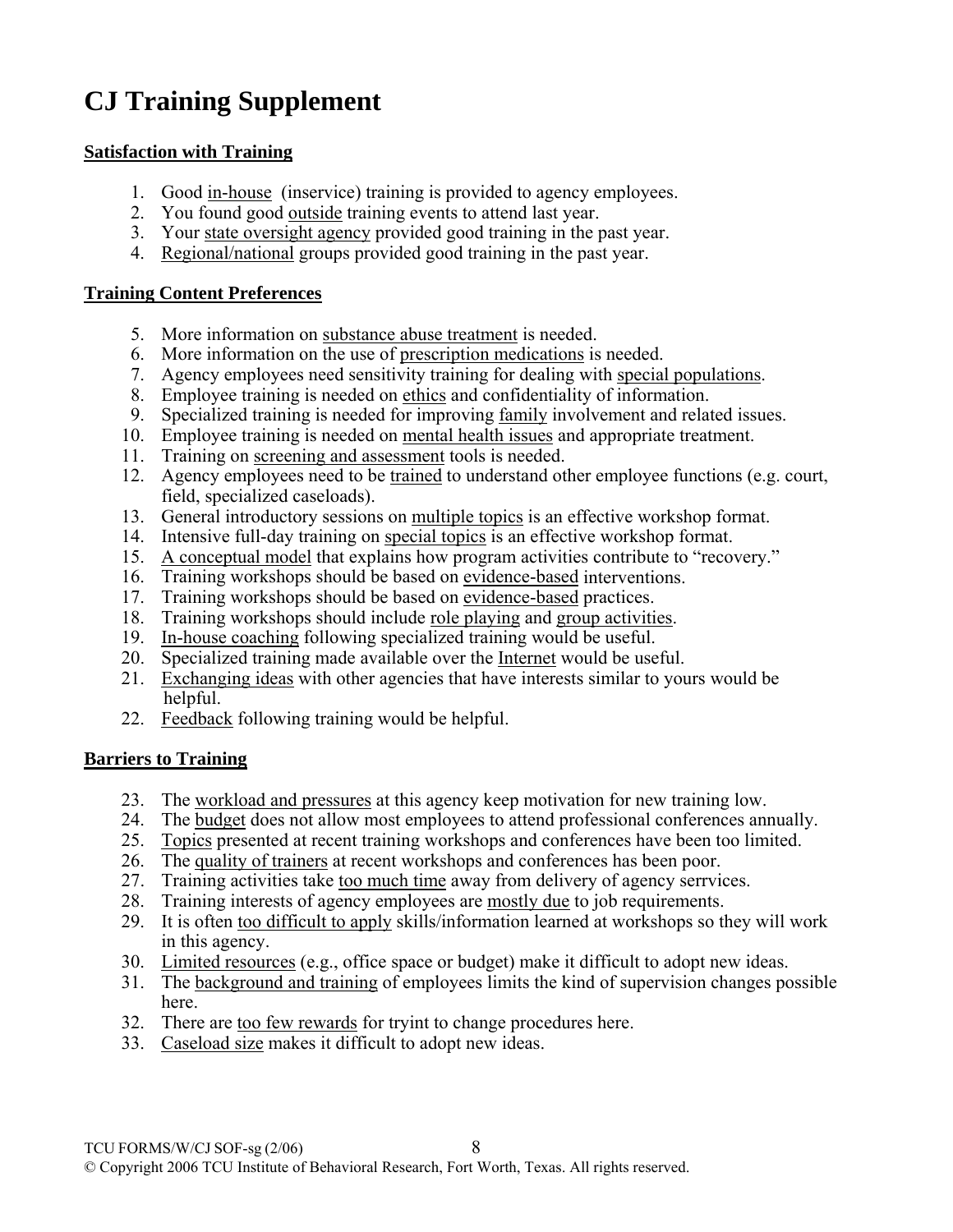# CJ Training Supplement

**Satisfaction with Training**

1. Good in-house (inservice) training is provided to agency employees.
2. You found good outside training events to attend last year.
3. Your state oversight agency provided good training in the past year.
4. Regional/national groups provided good training in the past year.

**Training Content Preferences**

5. More information on substance abuse treatment is needed.
6. More information on the use of prescription medications is needed.
7. Agency employees need sensitivity training for dealing with special populations.
8. Employee training is needed on ethics and confidentiality of information.
9. Specialized training is needed for improving family involvement and related issues.
10. Employee training is needed on mental health issues and appropriate treatment.
11. Training on screening and assessment tools is needed.
12. Agency employees need to be trained to understand other employee functions (e.g. court, field, specialized caseloads).
13. General introductory sessions on multiple topics is an effective workshop format.
14. Intensive full-day training on special topics is an effective workshop format.
15. A conceptual model that explains how program activities contribute to "recovery."
16. Training workshops should be based on evidence-based interventions.
17. Training workshops should be based on evidence-based practices.
18. Training workshops should include role playing and group activities.
19. In-house coaching following specialized training would be useful.
20. Specialized training made available over the Internet would be useful.
21. Exchanging ideas with other agencies that have interests similar to yours would be helpful.
22. Feedback following training would be helpful.

**Barriers to Training**

23. The workload and pressures at this agency keep motivation for new training low.
24. The budget does not allow most employees to attend professional conferences annually.
25. Topics presented at recent training workshops and conferences have been too limited.
26. The quality of trainers at recent workshops and conferences has been poor.
27. Training activities take too much time away from delivery of agency serrvices.
28. Training interests of agency employees are mostly due to job requirements.
29. It is often too difficult to apply skills/information learned at workshops so they will work in this agency.
30. Limited resources (e.g., office space or budget) make it difficult to adopt new ideas.
31. The background and training of employees limits the kind of supervision changes possible here.
32. There are too few rewards for tryint to change procedures here.
33. Caseload size makes it difficult to adopt new ideas.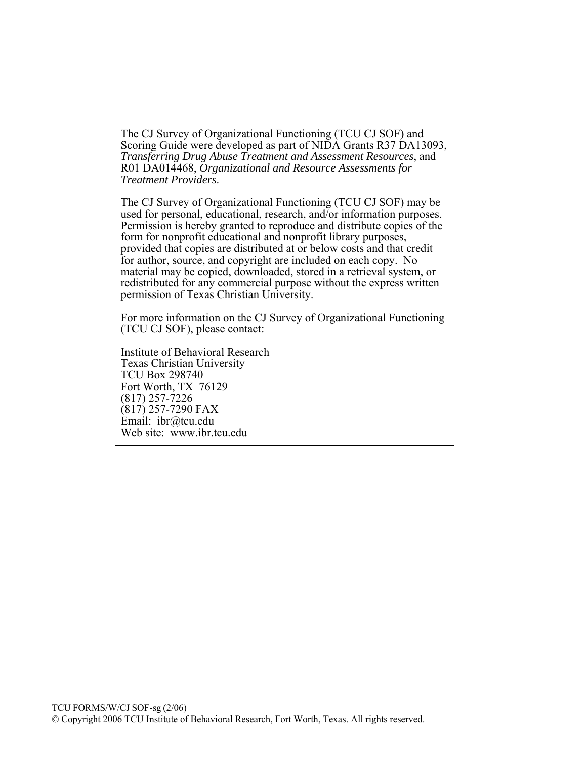The CJ Survey of Organizational Functioning (TCU CJ SOF) and Scoring Guide were developed as part of NIDA Grants R37 DA13093, *Transferring Drug Abuse Treatment and Assessment Resources*, and R01 DA014468, *Organizational and Resource Assessments for Treatment Providers*.

The CJ Survey of Organizational Functioning (TCU CJ SOF) may be used for personal, educational, research, and/or information purposes. Permission is hereby granted to reproduce and distribute copies of the form for nonprofit educational and nonprofit library purposes, provided that copies are distributed at or below costs and that credit for author, source, and copyright are included on each copy. No material may be copied, downloaded, stored in a retrieval system, or redistributed for any commercial purpose without the express written permission of Texas Christian University.

For more information on the CJ Survey of Organizational Functioning (TCU CJ SOF), please contact:

Institute of Behavioral Research
Texas Christian University
TCU Box 298740
Fort Worth, TX 76129
(817) 257-7226
(817) 257-7290 FAX
Email: ibr@tcu.edu
Web site: www.ibr.tcu.edu

TCU FORMS/W/CJ SOF-sg (2/06)
© Copyright 2006 TCU Institute of Behavioral Research, Fort Worth, Texas. All rights reserved.